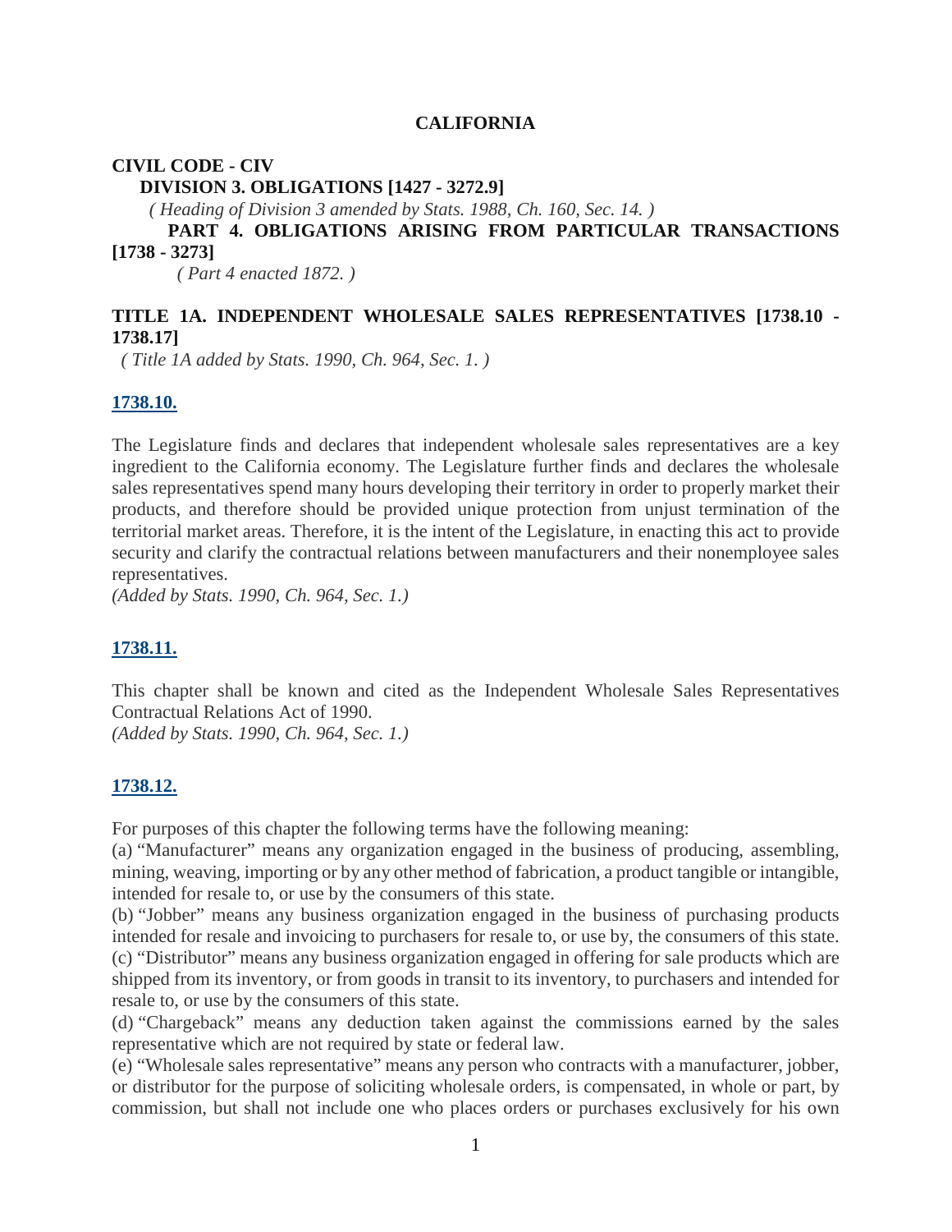# CALIFORNIA

## CIVIL CODE - CIV

### DIVISION 3. OBLIGATIONS [1427 - 3272.9]

*( Heading of Division 3 amended by Stats. 1988, Ch. 160, Sec. 14. )*

### PART 4. OBLIGATIONS ARISING FROM PARTICULAR TRANSACTIONS [1738 - 3273]

*( Part 4 enacted 1872. )*

## TITLE 1A. INDEPENDENT WHOLESALE SALES REPRESENTATIVES [1738.10 - 1738.17]

*( Title 1A added by Stats. 1990, Ch. 964, Sec. 1. )*

### 1738.10.

The Legislature finds and declares that independent wholesale sales representatives are a key ingredient to the California economy. The Legislature further finds and declares the wholesale sales representatives spend many hours developing their territory in order to properly market their products, and therefore should be provided unique protection from unjust termination of the territorial market areas. Therefore, it is the intent of the Legislature, in enacting this act to provide security and clarify the contractual relations between manufacturers and their nonemployee sales representatives.

*(Added by Stats. 1990, Ch. 964, Sec. 1.)*

### 1738.11.

This chapter shall be known and cited as the Independent Wholesale Sales Representatives Contractual Relations Act of 1990.

*(Added by Stats. 1990, Ch. 964, Sec. 1.)*

### 1738.12.

For purposes of this chapter the following terms have the following meaning:

(a) "Manufacturer" means any organization engaged in the business of producing, assembling, mining, weaving, importing or by any other method of fabrication, a product tangible or intangible, intended for resale to, or use by the consumers of this state.

(b) "Jobber" means any business organization engaged in the business of purchasing products intended for resale and invoicing to purchasers for resale to, or use by, the consumers of this state.

(c) "Distributor" means any business organization engaged in offering for sale products which are shipped from its inventory, or from goods in transit to its inventory, to purchasers and intended for resale to, or use by the consumers of this state.

(d) "Chargeback" means any deduction taken against the commissions earned by the sales representative which are not required by state or federal law.

(e) "Wholesale sales representative" means any person who contracts with a manufacturer, jobber, or distributor for the purpose of soliciting wholesale orders, is compensated, in whole or part, by commission, but shall not include one who places orders or purchases exclusively for his own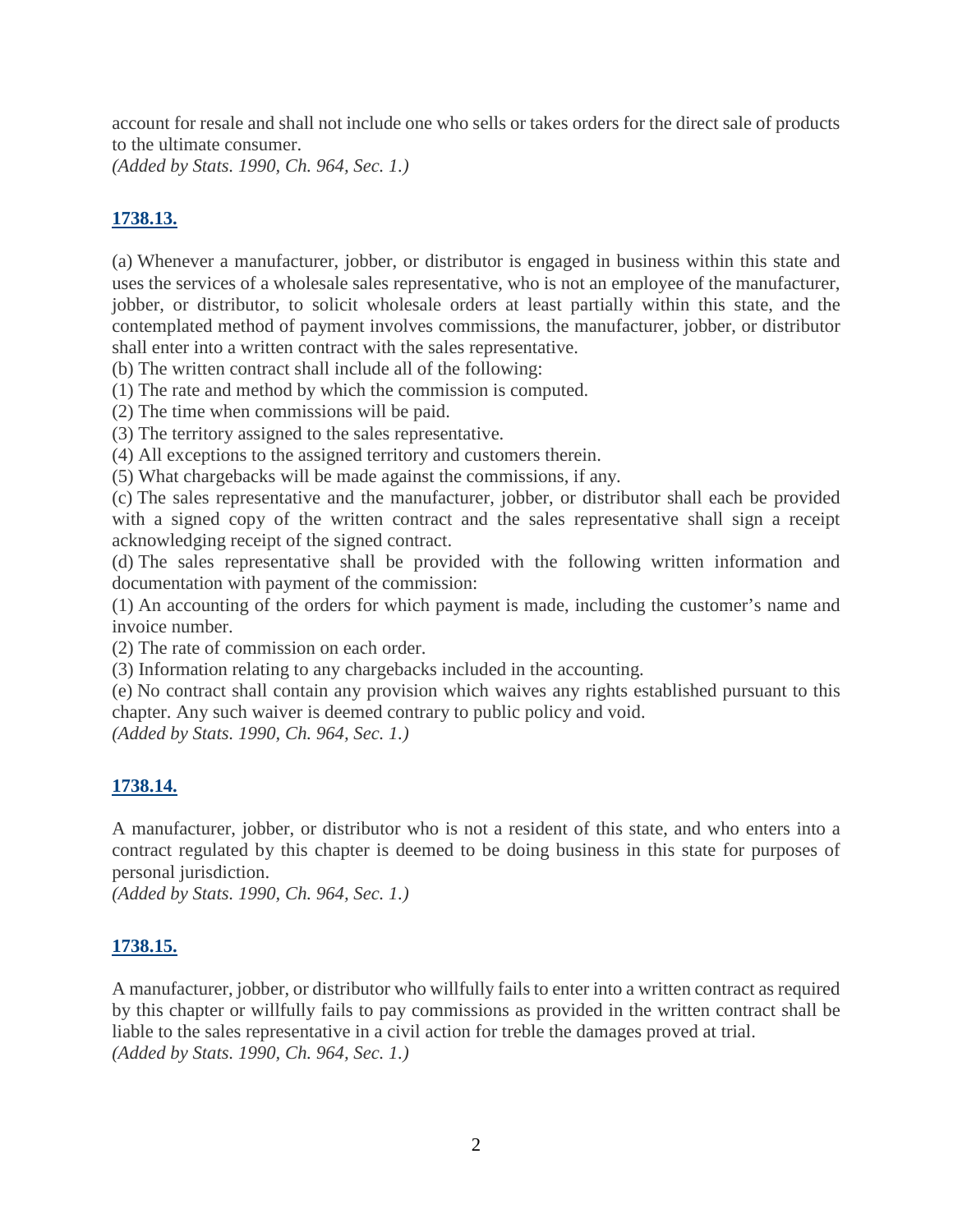account for resale and shall not include one who sells or takes orders for the direct sale of products to the ultimate consumer.
*(Added by Stats. 1990, Ch. 964, Sec. 1.)*

## 1738.13.

(a) Whenever a manufacturer, jobber, or distributor is engaged in business within this state and uses the services of a wholesale sales representative, who is not an employee of the manufacturer, jobber, or distributor, to solicit wholesale orders at least partially within this state, and the contemplated method of payment involves commissions, the manufacturer, jobber, or distributor shall enter into a written contract with the sales representative.
(b) The written contract shall include all of the following:
(1) The rate and method by which the commission is computed.
(2) The time when commissions will be paid.
(3) The territory assigned to the sales representative.
(4) All exceptions to the assigned territory and customers therein.
(5) What chargebacks will be made against the commissions, if any.
(c) The sales representative and the manufacturer, jobber, or distributor shall each be provided with a signed copy of the written contract and the sales representative shall sign a receipt acknowledging receipt of the signed contract.
(d) The sales representative shall be provided with the following written information and documentation with payment of the commission:
(1) An accounting of the orders for which payment is made, including the customer's name and invoice number.
(2) The rate of commission on each order.
(3) Information relating to any chargebacks included in the accounting.
(e) No contract shall contain any provision which waives any rights established pursuant to this chapter. Any such waiver is deemed contrary to public policy and void.
*(Added by Stats. 1990, Ch. 964, Sec. 1.)*

## 1738.14.

A manufacturer, jobber, or distributor who is not a resident of this state, and who enters into a contract regulated by this chapter is deemed to be doing business in this state for purposes of personal jurisdiction.
*(Added by Stats. 1990, Ch. 964, Sec. 1.)*

## 1738.15.

A manufacturer, jobber, or distributor who willfully fails to enter into a written contract as required by this chapter or willfully fails to pay commissions as provided in the written contract shall be liable to the sales representative in a civil action for treble the damages proved at trial.
*(Added by Stats. 1990, Ch. 964, Sec. 1.)*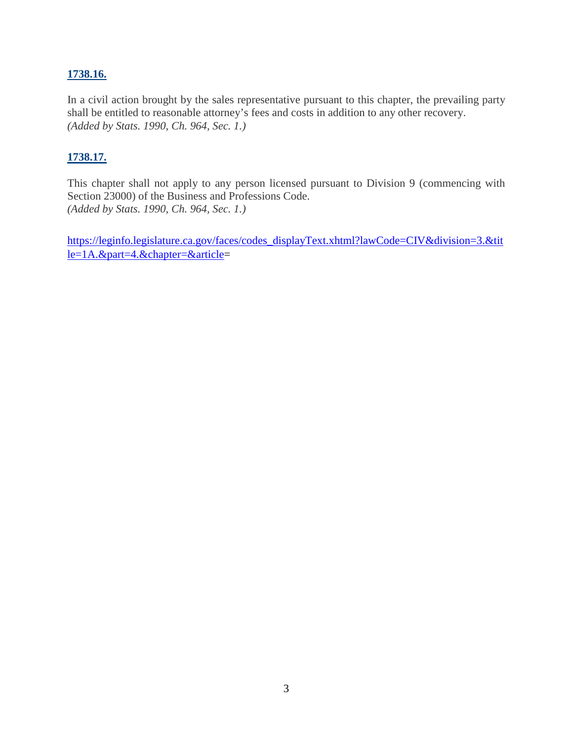### **1738.16.**

In a civil action brought by the sales representative pursuant to this chapter, the prevailing party shall be entitled to reasonable attorney's fees and costs in addition to any other recovery.
*(Added by Stats. 1990, Ch. 964, Sec. 1.)*

### **1738.17.**

This chapter shall not apply to any person licensed pursuant to Division 9 (commencing with Section 23000) of the Business and Professions Code.
*(Added by Stats. 1990, Ch. 964, Sec. 1.)*

https://leginfo.legislature.ca.gov/faces/codes_displayText.xhtml?lawCode=CIV&division=3.&title=1A.&part=4.&chapter=&article=